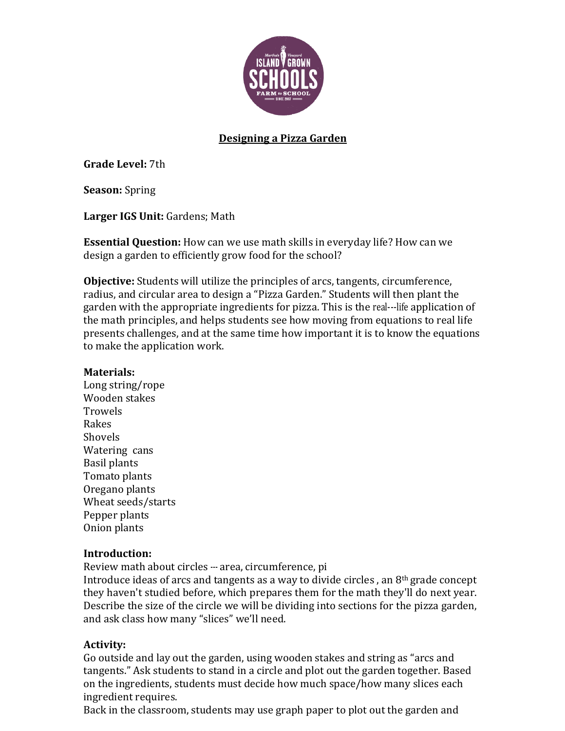# Designing a Pizza Garden

**Grade Level:** 7th

**Season:** Spring

**Larger IGS Unit:** Gardens; Math

**Essential Question:** How can we use math skills in everyday life? How can we design a garden to efficiently grow food for the school?

**Objective:** Students will utilize the principles of arcs, tangents, circumference, radius, and circular area to design a "Pizza Garden." Students will then plant the garden with the appropriate ingredients for pizza. This is the real---life application of the math principles, and helps students see how moving from equations to real life presents challenges, and at the same time how important it is to know the equations to make the application work.

**Materials:**
Long string/rope
Wooden stakes
Trowels
Rakes
Shovels
Watering cans
Basil plants
Tomato plants
Oregano plants
Wheat seeds/starts
Pepper plants
Onion plants

**Introduction:**
Review math about circles --- area, circumference, pi
Introduce ideas of arcs and tangents as a way to divide circles , an 8th grade concept they haven't studied before, which prepares them for the math they'll do next year. Describe the size of the circle we will be dividing into sections for the pizza garden, and ask class how many "slices" we'll need.

**Activity:**
Go outside and lay out the garden, using wooden stakes and string as "arcs and tangents." Ask students to stand in a circle and plot out the garden together. Based on the ingredients, students must decide how much space/how many slices each ingredient requires.
Back in the classroom, students may use graph paper to plot out the garden and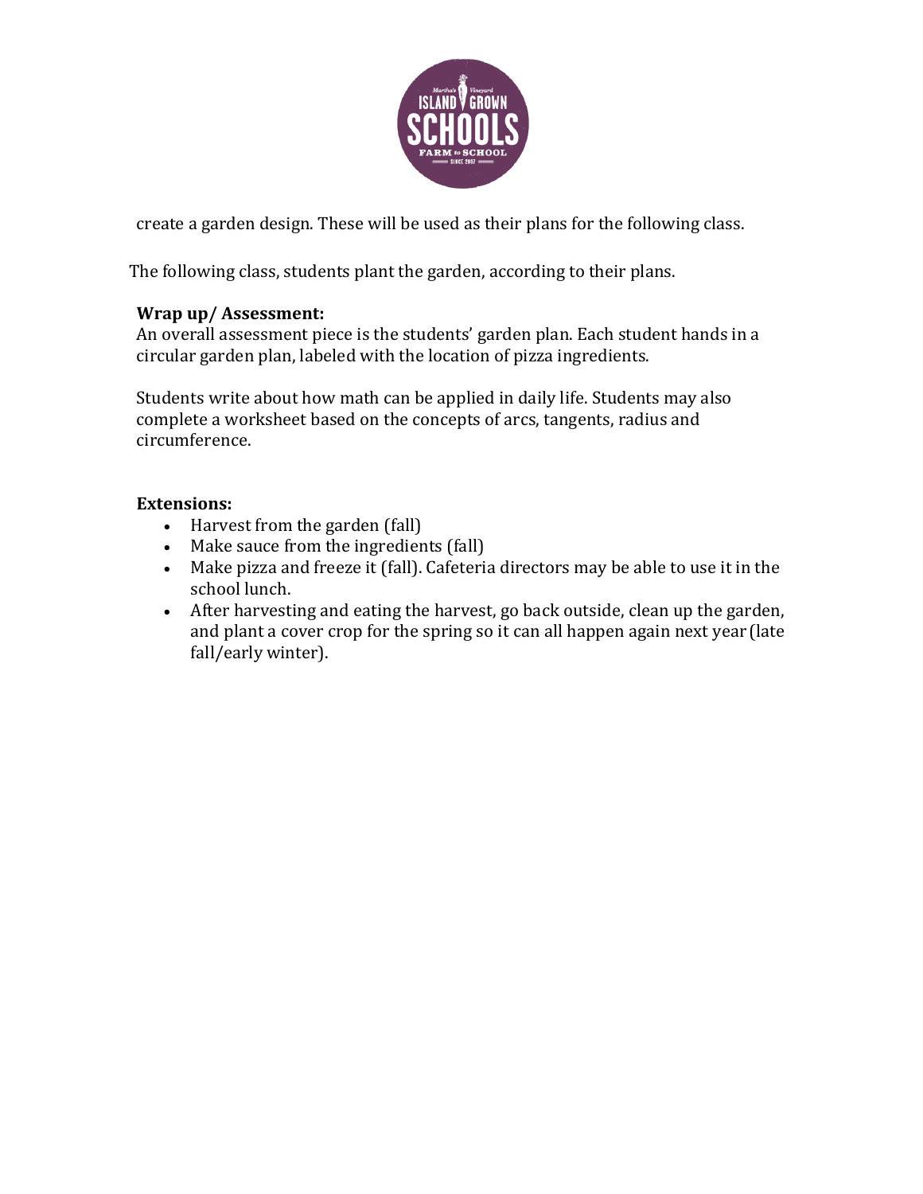create a garden design. These will be used as their plans for the following class.

The following class, students plant the garden, according to their plans.

**Wrap up/ Assessment:**
An overall assessment piece is the students' garden plan. Each student hands in a circular garden plan, labeled with the location of pizza ingredients.

Students write about how math can be applied in daily life. Students may also complete a worksheet based on the concepts of arcs, tangents, radius and circumference.

**Extensions:**

- Harvest from the garden (fall)
- Make sauce from the ingredients (fall)
- Make pizza and freeze it (fall). Cafeteria directors may be able to use it in the school lunch.
- After harvesting and eating the harvest, go back outside, clean up the garden, and plant a cover crop for the spring so it can all happen again next year (late fall/early winter).